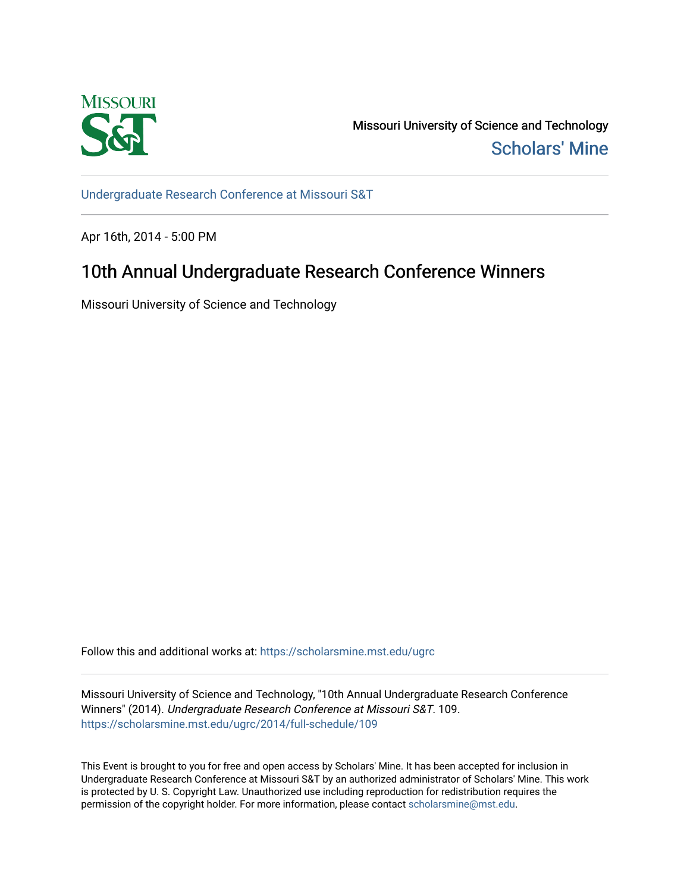Missouri University of Science and Technology
Scholars' Mine

Undergraduate Research Conference at Missouri S&T

Apr 16th, 2014 - 5:00 PM

# 10th Annual Undergraduate Research Conference Winners

Missouri University of Science and Technology

Follow this and additional works at: https://scholarsmine.mst.edu/ugrc

Missouri University of Science and Technology, "10th Annual Undergraduate Research Conference Winners" (2014). *Undergraduate Research Conference at Missouri S&T*. 109.
https://scholarsmine.mst.edu/ugrc/2014/full-schedule/109

This Event is brought to you for free and open access by Scholars' Mine. It has been accepted for inclusion in Undergraduate Research Conference at Missouri S&T by an authorized administrator of Scholars' Mine. This work is protected by U. S. Copyright Law. Unauthorized use including reproduction for redistribution requires the permission of the copyright holder. For more information, please contact scholarsmine@mst.edu.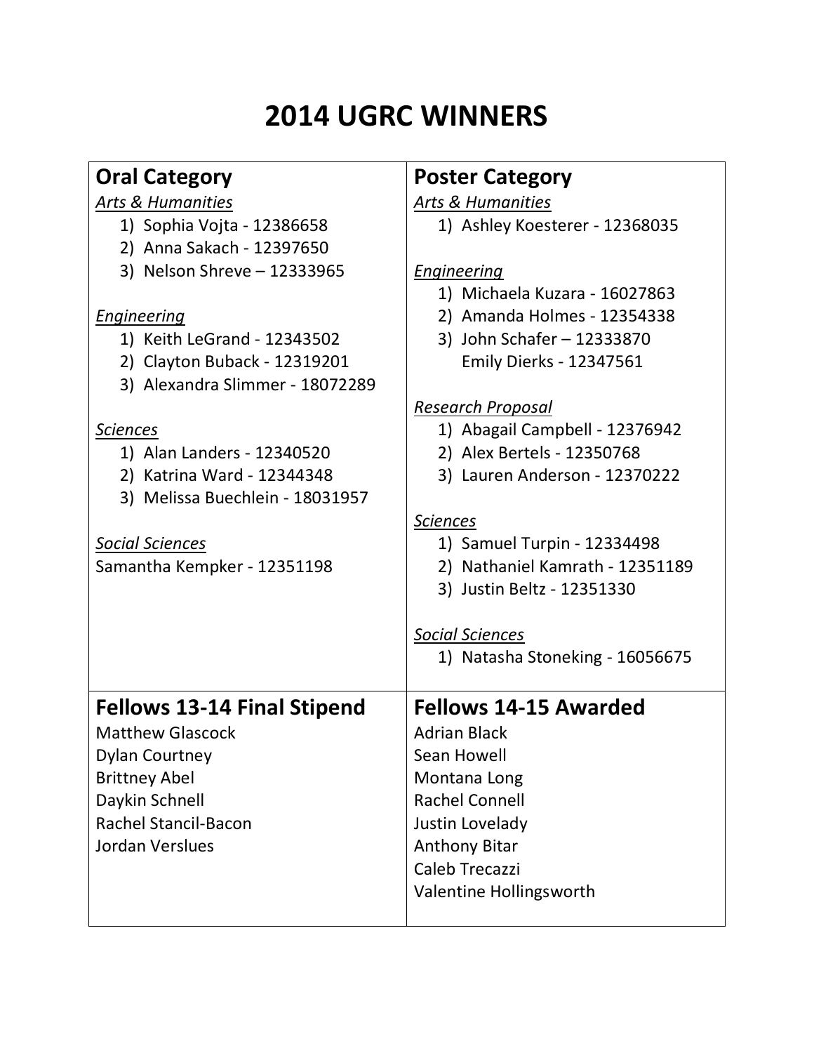# 2014 UGRC WINNERS

## Oral Category

*Arts & Humanities*

1) Sophia Vojta - 12386658
2) Anna Sakach - 12397650
3) Nelson Shreve – 12333965

*Engineering*

1) Keith LeGrand - 12343502
2) Clayton Buback - 12319201
3) Alexandra Slimmer - 18072289

*Sciences*

1) Alan Landers - 12340520
2) Katrina Ward - 12344348
3) Melissa Buechlein - 18031957

*Social Sciences*

Samantha Kempker - 12351198

## Poster Category

*Arts & Humanities*

1) Ashley Koesterer - 12368035

*Engineering*

1) Michaela Kuzara - 16027863
2) Amanda Holmes - 12354338
3) John Schafer – 12333870
   Emily Dierks - 12347561

*Research Proposal*

1) Abagail Campbell - 12376942
2) Alex Bertels - 12350768
3) Lauren Anderson - 12370222

*Sciences*

1) Samuel Turpin - 12334498
2) Nathaniel Kamrath - 12351189
3) Justin Beltz - 12351330

*Social Sciences*

1) Natasha Stoneking - 16056675

## Fellows 13-14 Final Stipend

Matthew Glascock
Dylan Courtney
Brittney Abel
Daykin Schnell
Rachel Stancil-Bacon
Jordan Verslues

## Fellows 14-15 Awarded

Adrian Black
Sean Howell
Montana Long
Rachel Connell
Justin Lovelady
Anthony Bitar
Caleb Trecazzi
Valentine Hollingsworth